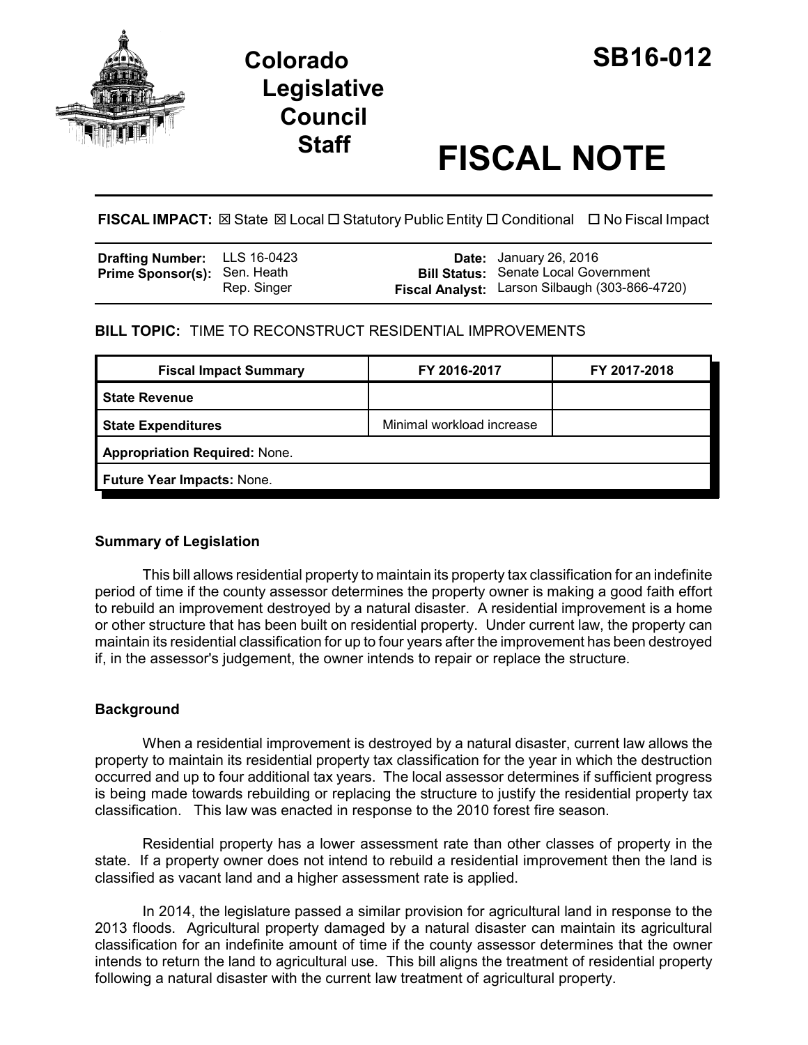# Colorado Legislative Council Staff

# SB16-012

# FISCAL NOTE

**FISCAL IMPACT:** ☒ State ☒ Local ☐ Statutory Public Entity ☐ Conditional ☐ No Fiscal Impact

| | | | |
|---|---|---|---|
| **Drafting Number:** | LLS 16-0423 | **Date:** | January 26, 2016 |
| **Prime Sponsor(s):** | Sen. Heath<br>Rep. Singer | **Bill Status:** | Senate Local Government |
| | | **Fiscal Analyst:** | Larson Silbaugh (303-866-4720) |

**BILL TOPIC:** TIME TO RECONSTRUCT RESIDENTIAL IMPROVEMENTS

| Fiscal Impact Summary | FY 2016-2017 | FY 2017-2018 |
|---|---|---|
| **State Revenue** | | |
| **State Expenditures** | Minimal workload increase | |
| **Appropriation Required:** None. | | |
| **Future Year Impacts:** None. | | |

## Summary of Legislation

This bill allows residential property to maintain its property tax classification for an indefinite period of time if the county assessor determines the property owner is making a good faith effort to rebuild an improvement destroyed by a natural disaster. A residential improvement is a home or other structure that has been built on residential property. Under current law, the property can maintain its residential classification for up to four years after the improvement has been destroyed if, in the assessor's judgement, the owner intends to repair or replace the structure.

## Background

When a residential improvement is destroyed by a natural disaster, current law allows the property to maintain its residential property tax classification for the year in which the destruction occurred and up to four additional tax years. The local assessor determines if sufficient progress is being made towards rebuilding or replacing the structure to justify the residential property tax classification. This law was enacted in response to the 2010 forest fire season.

Residential property has a lower assessment rate than other classes of property in the state. If a property owner does not intend to rebuild a residential improvement then the land is classified as vacant land and a higher assessment rate is applied.

In 2014, the legislature passed a similar provision for agricultural land in response to the 2013 floods. Agricultural property damaged by a natural disaster can maintain its agricultural classification for an indefinite amount of time if the county assessor determines that the owner intends to return the land to agricultural use. This bill aligns the treatment of residential property following a natural disaster with the current law treatment of agricultural property.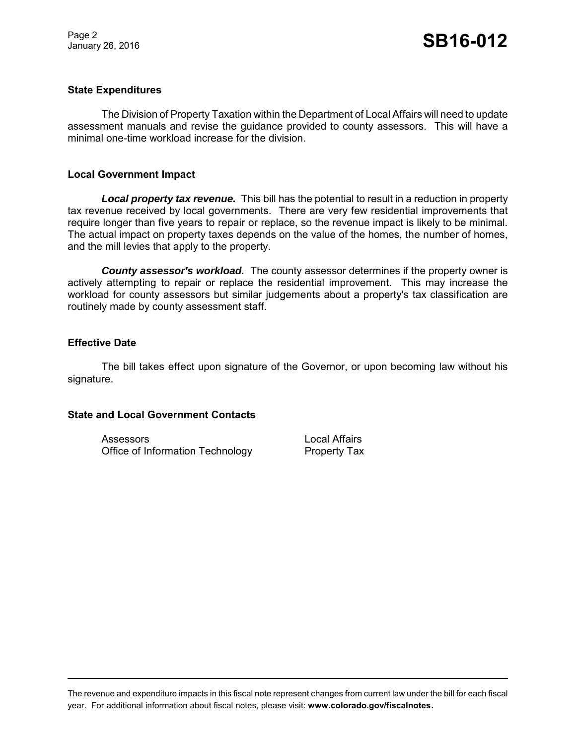### State Expenditures

The Division of Property Taxation within the Department of Local Affairs will need to update assessment manuals and revise the guidance provided to county assessors. This will have a minimal one-time workload increase for the division.

### Local Government Impact

***Local property tax revenue.*** This bill has the potential to result in a reduction in property tax revenue received by local governments. There are very few residential improvements that require longer than five years to repair or replace, so the revenue impact is likely to be minimal. The actual impact on property taxes depends on the value of the homes, the number of homes, and the mill levies that apply to the property.

***County assessor's workload.*** The county assessor determines if the property owner is actively attempting to repair or replace the residential improvement. This may increase the workload for county assessors but similar judgements about a property's tax classification are routinely made by county assessment staff.

### Effective Date

The bill takes effect upon signature of the Governor, or upon becoming law without his signature.

### State and Local Government Contacts

| | |
|---|---|
| Assessors | Local Affairs |
| Office of Information Technology | Property Tax |

The revenue and expenditure impacts in this fiscal note represent changes from current law under the bill for each fiscal year. For additional information about fiscal notes, please visit: **www.colorado.gov/fiscalnotes.**